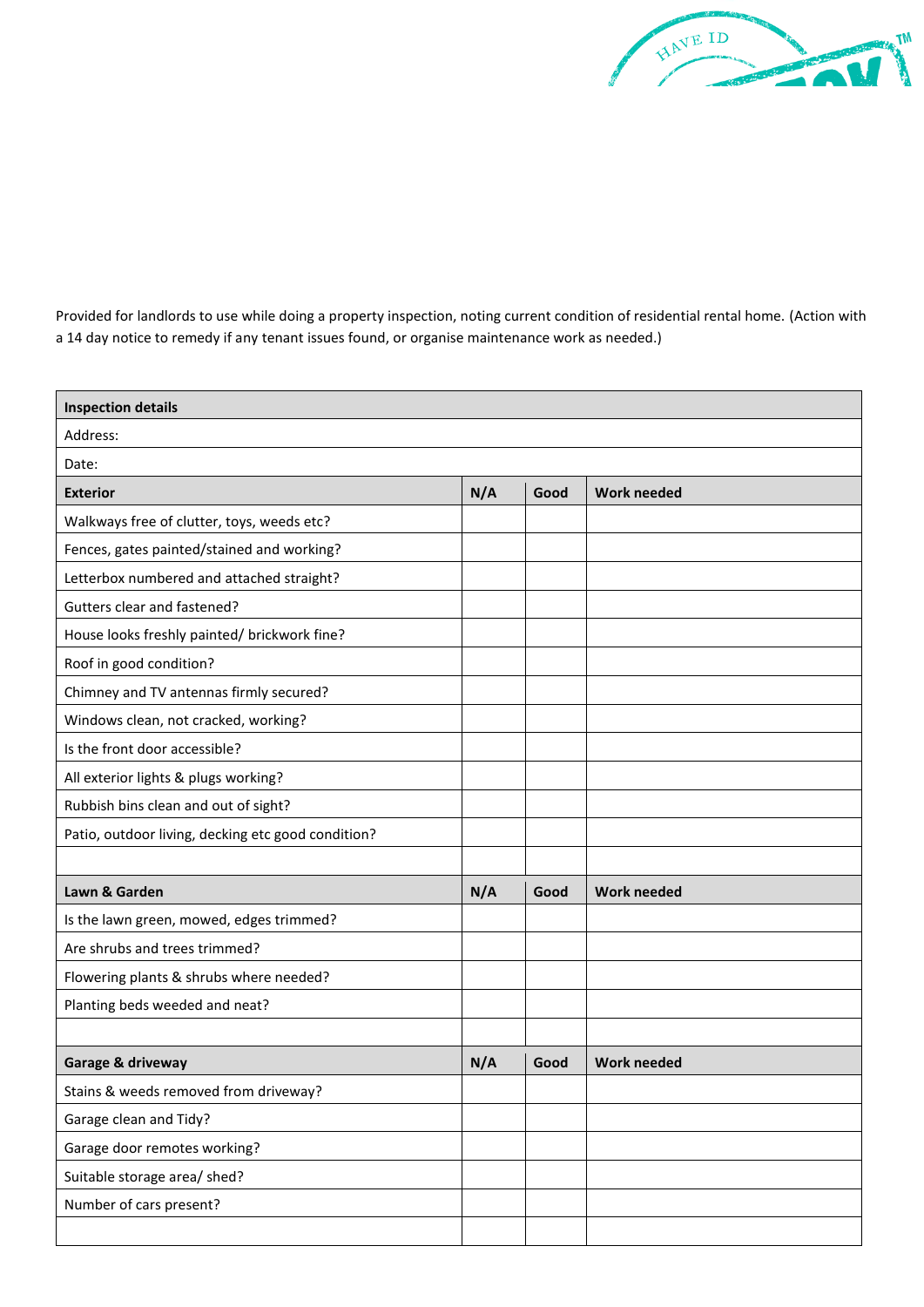Provided for landlords to use while doing a property inspection, noting current condition of residential rental home. (Action with a 14 day notice to remedy if any tenant issues found, or organise maintenance work as needed.)

| **Inspection details** | | | |
|---|---|---|---|
| Address: | | | |
| Date: | | | |
| **Exterior** | **N/A** | **Good** | **Work needed** |
| Walkways free of clutter, toys, weeds etc? | | | |
| Fences, gates painted/stained and working? | | | |
| Letterbox numbered and attached straight? | | | |
| Gutters clear and fastened? | | | |
| House looks freshly painted/ brickwork fine? | | | |
| Roof in good condition? | | | |
| Chimney and TV antennas firmly secured? | | | |
| Windows clean, not cracked, working? | | | |
| Is the front door accessible? | | | |
| All exterior lights & plugs working? | | | |
| Rubbish bins clean and out of sight? | | | |
| Patio, outdoor living, decking etc good condition? | | | |
| | | | |
| **Lawn & Garden** | **N/A** | **Good** | **Work needed** |
| Is the lawn green, mowed, edges trimmed? | | | |
| Are shrubs and trees trimmed? | | | |
| Flowering plants & shrubs where needed? | | | |
| Planting beds weeded and neat? | | | |
| | | | |
| **Garage & driveway** | **N/A** | **Good** | **Work needed** |
| Stains & weeds removed from driveway? | | | |
| Garage clean and Tidy? | | | |
| Garage door remotes working? | | | |
| Suitable storage area/ shed? | | | |
| Number of cars present? | | | |
| | | | |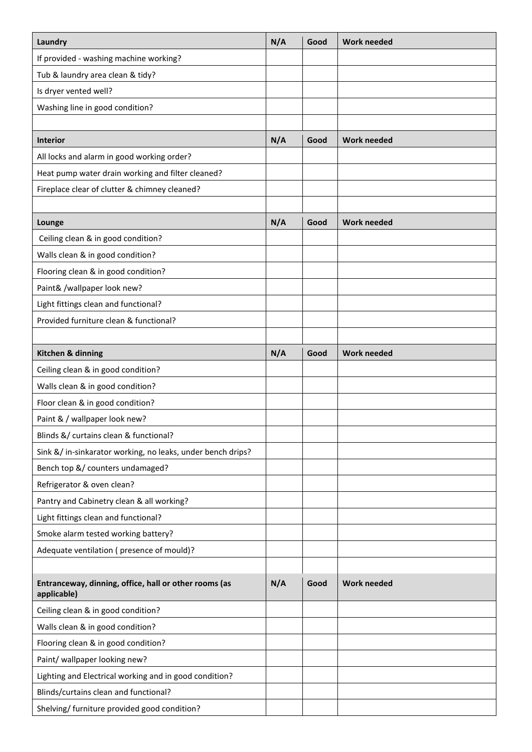| Laundry | N/A | Good | Work needed |
|---|---|---|---|
| If provided - washing machine working? | | | |
| Tub & laundry area clean & tidy? | | | |
| Is dryer vented well? | | | |
| Washing line in good condition? | | | |
| | | | |

| Interior | N/A | Good | Work needed |
|---|---|---|---|
| All locks and alarm in good working order? | | | |
| Heat pump water drain working and filter cleaned? | | | |
| Fireplace clear of clutter & chimney cleaned? | | | |
| | | | |

| Lounge | N/A | Good | Work needed |
|---|---|---|---|
| Ceiling clean & in good condition? | | | |
| Walls clean & in good condition? | | | |
| Flooring clean & in good condition? | | | |
| Paint& /wallpaper look new? | | | |
| Light fittings clean and functional? | | | |
| Provided furniture clean & functional? | | | |
| | | | |

| Kitchen & dinning | N/A | Good | Work needed |
|---|---|---|---|
| Ceiling clean & in good condition? | | | |
| Walls clean & in good condition? | | | |
| Floor clean & in good condition? | | | |
| Paint & / wallpaper look new? | | | |
| Blinds &/ curtains clean & functional? | | | |
| Sink &/ in-sinkarator working, no leaks, under bench drips? | | | |
| Bench top &/ counters undamaged? | | | |
| Refrigerator & oven clean? | | | |
| Pantry and Cabinetry clean & all working? | | | |
| Light fittings clean and functional? | | | |
| Smoke alarm tested working battery? | | | |
| Adequate ventilation ( presence of mould)? | | | |
| | | | |

| Entranceway, dinning, office, hall or other rooms (as applicable) | N/A | Good | Work needed |
|---|---|---|---|
| Ceiling clean & in good condition? | | | |
| Walls clean & in good condition? | | | |
| Flooring clean & in good condition? | | | |
| Paint/ wallpaper looking new? | | | |
| Lighting and Electrical working and in good condition? | | | |
| Blinds/curtains clean and functional? | | | |
| Shelving/ furniture provided good condition? | | | |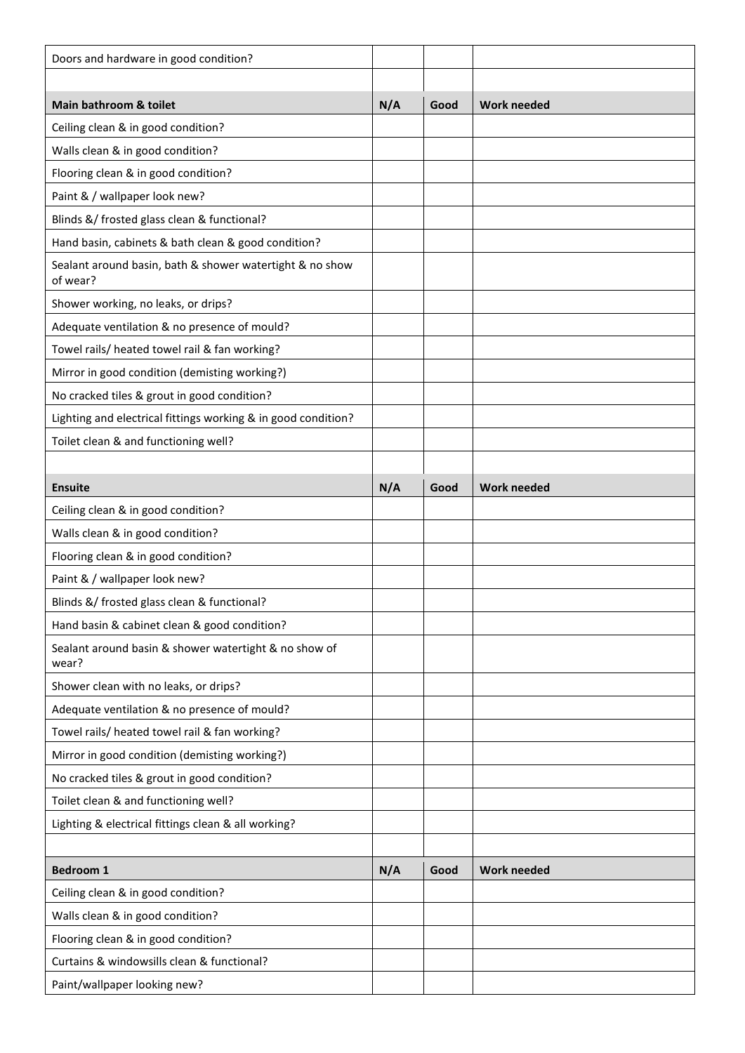| Doors and hardware in good condition? | | | |
|---|---|---|---|
| | | | |
| **Main bathroom & toilet** | **N/A** | **Good** | **Work needed** |
| Ceiling clean & in good condition? | | | |
| Walls clean & in good condition? | | | |
| Flooring clean & in good condition? | | | |
| Paint & / wallpaper look new? | | | |
| Blinds &/ frosted glass clean & functional? | | | |
| Hand basin, cabinets & bath clean & good condition? | | | |
| Sealant around basin, bath & shower watertight & no show of wear? | | | |
| Shower working, no leaks, or drips? | | | |
| Adequate ventilation & no presence of mould? | | | |
| Towel rails/ heated towel rail & fan working? | | | |
| Mirror in good condition (demisting working?) | | | |
| No cracked tiles & grout in good condition? | | | |
| Lighting and electrical fittings working & in good condition? | | | |
| Toilet clean & and functioning well? | | | |
| | | | |
| **Ensuite** | **N/A** | **Good** | **Work needed** |
| Ceiling clean & in good condition? | | | |
| Walls clean & in good condition? | | | |
| Flooring clean & in good condition? | | | |
| Paint & / wallpaper look new? | | | |
| Blinds &/ frosted glass clean & functional? | | | |
| Hand basin & cabinet clean & good condition? | | | |
| Sealant around basin & shower watertight & no show of wear? | | | |
| Shower clean with no leaks, or drips? | | | |
| Adequate ventilation & no presence of mould? | | | |
| Towel rails/ heated towel rail & fan working? | | | |
| Mirror in good condition (demisting working?) | | | |
| No cracked tiles & grout in good condition? | | | |
| Toilet clean & and functioning well? | | | |
| Lighting & electrical fittings clean & all working? | | | |
| | | | |
| **Bedroom 1** | **N/A** | **Good** | **Work needed** |
| Ceiling clean & in good condition? | | | |
| Walls clean & in good condition? | | | |
| Flooring clean & in good condition? | | | |
| Curtains & windowsills clean & functional? | | | |
| Paint/wallpaper looking new? | | | |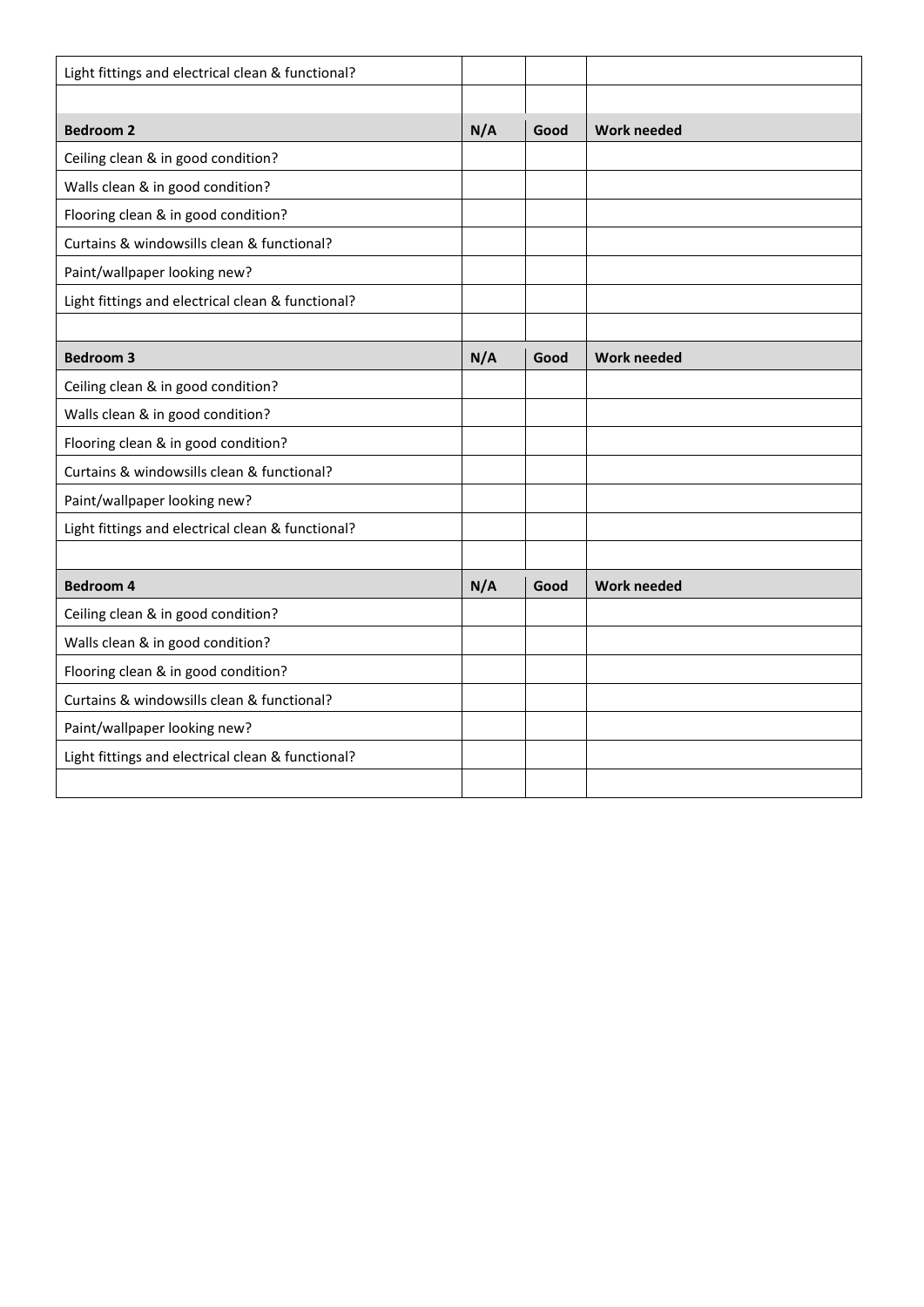| | | | |
|---|---|---|---|
| Light fittings and electrical clean & functional? | | | |
| | | | |
| **Bedroom 2** | **N/A** | **Good** | **Work needed** |
| Ceiling clean & in good condition? | | | |
| Walls clean & in good condition? | | | |
| Flooring clean & in good condition? | | | |
| Curtains & windowsills clean & functional? | | | |
| Paint/wallpaper looking new? | | | |
| Light fittings and electrical clean & functional? | | | |
| | | | |
| **Bedroom 3** | **N/A** | **Good** | **Work needed** |
| Ceiling clean & in good condition? | | | |
| Walls clean & in good condition? | | | |
| Flooring clean & in good condition? | | | |
| Curtains & windowsills clean & functional? | | | |
| Paint/wallpaper looking new? | | | |
| Light fittings and electrical clean & functional? | | | |
| | | | |
| **Bedroom 4** | **N/A** | **Good** | **Work needed** |
| Ceiling clean & in good condition? | | | |
| Walls clean & in good condition? | | | |
| Flooring clean & in good condition? | | | |
| Curtains & windowsills clean & functional? | | | |
| Paint/wallpaper looking new? | | | |
| Light fittings and electrical clean & functional? | | | |
| | | | |